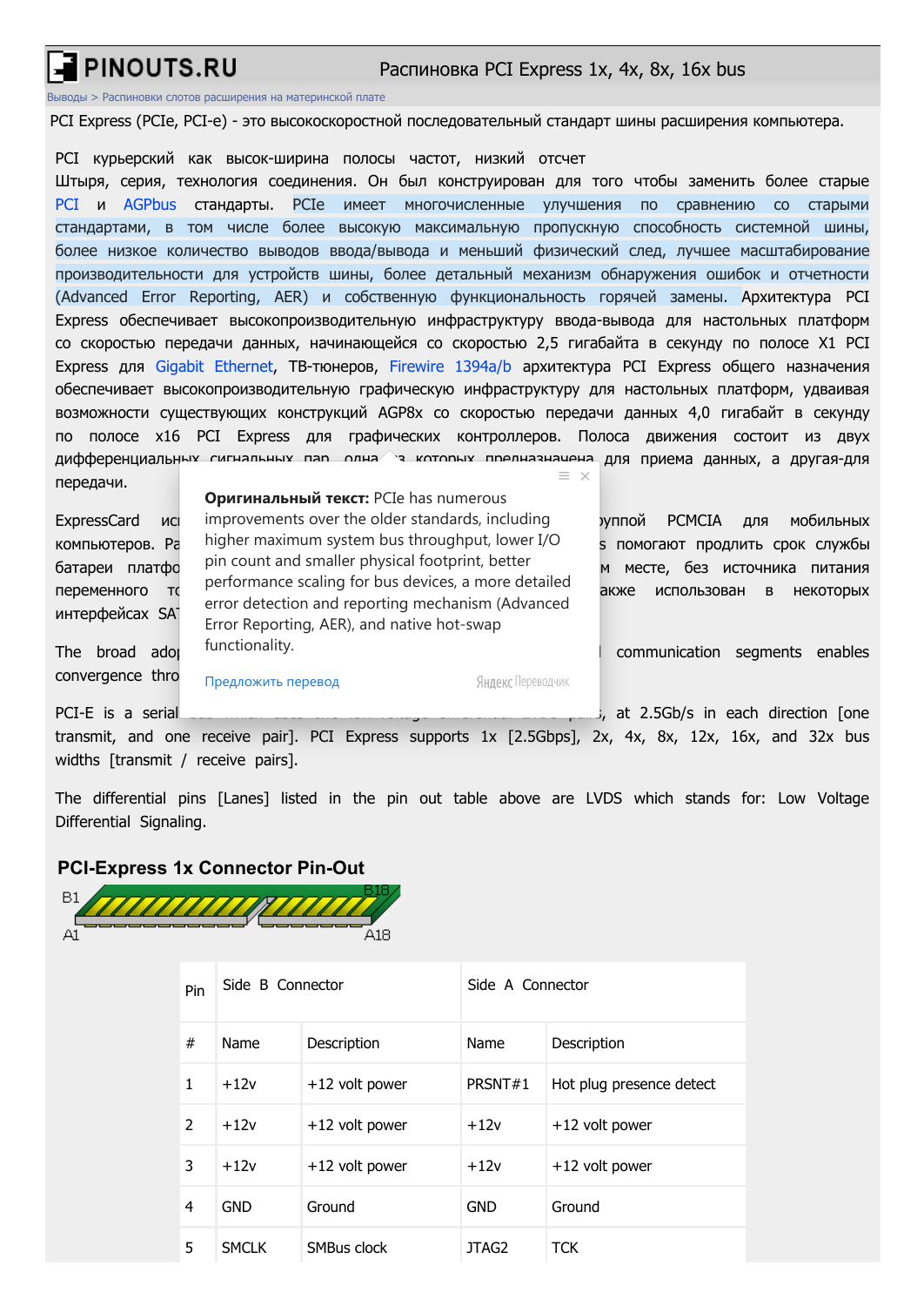# PINOUTS.RU — Распиновка PCI Express 1x, 4x, 8x, 16x bus

Выводы > Распиновки слотов расширения на материнской плате

PCI Express (PCIe, PCI-e) - это высокоскоростной последовательный стандарт шины расширения компьютера.

PCI курьерский как высок-ширина полосы частот, низкий отсчет Штыря, серия, технология соединения. Он был конструирован для того чтобы заменить более старые PCI и AGPbus стандарты. PCIe имеет многочисленные улучшения по сравнению со старыми стандартами, в том числе более высокую максимальную пропускную способность системной шины, более низкое количество выводов ввода/вывода и меньший физический след, лучшее масштабирование производительности для устройств шины, более детальный механизм обнаружения ошибок и отчетности (Advanced Error Reporting, AER) и собственную функциональность горячей замены. Архитектура PCI Express обеспечивает высокопроизводительную инфраструктуру ввода-вывода для настольных платформ со скоростью передачи данных, начинающейся со скоростью 2,5 гигабайта в секунду по полосе X1 PCI Express для Gigabit Ethernet, ТВ-тюнеров, Firewire 1394a/b архитектура PCI Express общего назначения обеспечивает высокопроизводительную графическую инфраструктуру для настольных платформ, удваивая возможности существующих конструкций AGP8x со скоростью передачи данных 4,0 гигабайт в секунду по полосе x16 PCI Express для графических контроллеров. Полоса движения состоит из двух дифференциальных сигнальных пар, одна из которых предназначена для приема данных, а другая-для передачи.

**Оригинальный текст:** PCIe has numerous improvements over the older standards, including higher maximum system bus throughput, lower I/O pin count and smaller physical footprint, better performance scaling for bus devices, a more detailed error detection and reporting mechanism (Advanced Error Reporting, AER), and native hot-swap functionality.

Предложить перевод

ExpressCard ис… группой PCMCIA для мобильных компьютеров. Pa… помогают продлить срок службы батареи платфо… м месте, без источника питания переменного то… акже использован в некоторых интерфейсах SA…

The broad adop… communication segments enables convergence thro…

PCI-E is a serial … at 2.5Gb/s in each direction [one transmit, and one receive pair]. PCI Express supports 1x [2.5Gbps], 2x, 4x, 8x, 12x, 16x, and 32x bus widths [transmit / receive pairs].

The differential pins [Lanes] listed in the pin out table above are LVDS which stands for: Low Voltage Differential Signaling.

## PCI-Express 1x Connector Pin-Out

B1 B18 A1 A18

| Pin | Side B Connector | | Side A Connector | |
|---|---|---|---|---|
| # | Name | Description | Name | Description |
| 1 | +12v | +12 volt power | PRSNT#1 | Hot plug presence detect |
| 2 | +12v | +12 volt power | +12v | +12 volt power |
| 3 | +12v | +12 volt power | +12v | +12 volt power |
| 4 | GND | Ground | GND | Ground |
| 5 | SMCLK | SMBus clock | JTAG2 | TCK |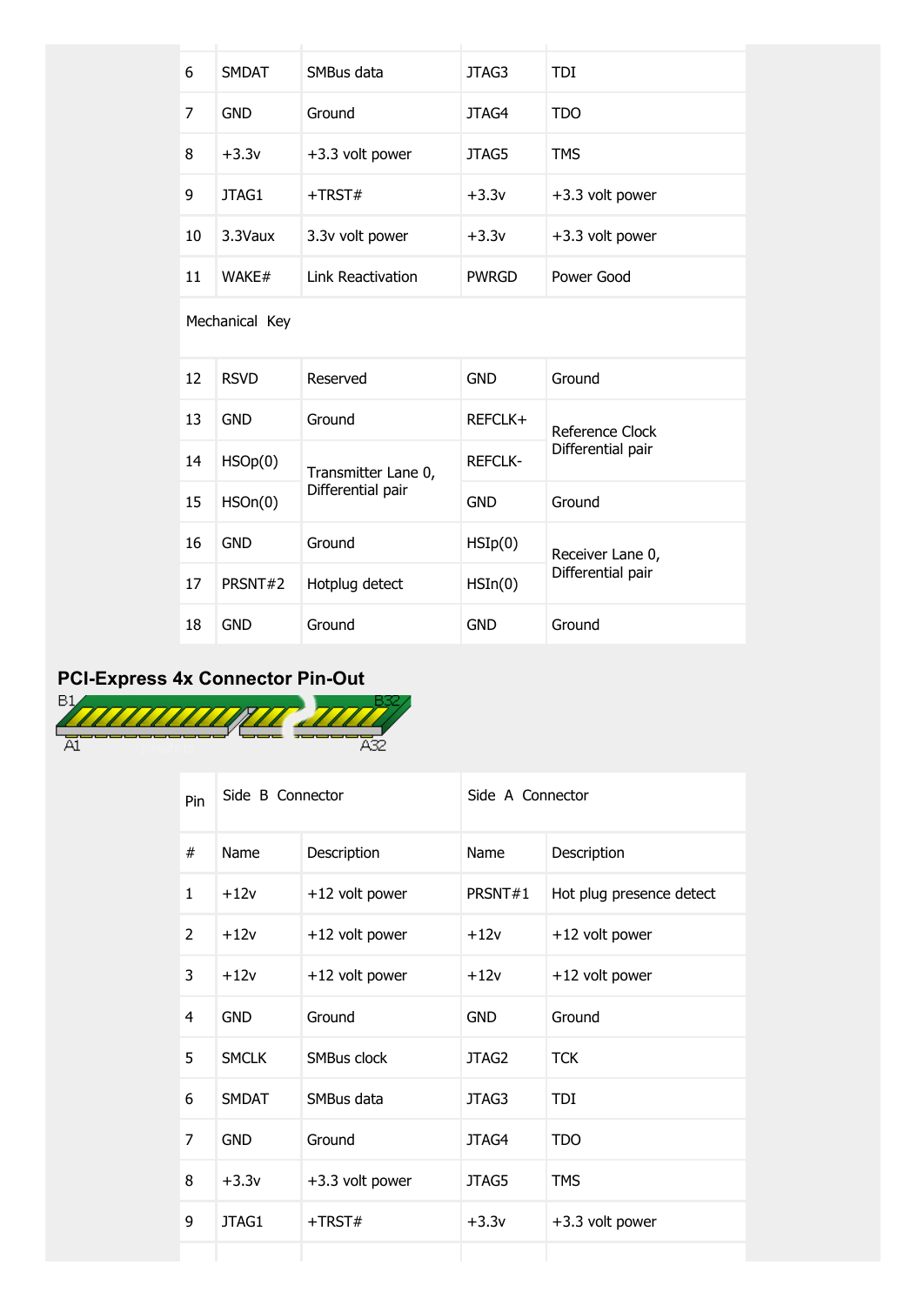| | | | | |
|---|---|---|---|---|
| 6 | SMDAT | SMBus data | JTAG3 | TDI |
| 7 | GND | Ground | JTAG4 | TDO |
| 8 | +3.3v | +3.3 volt power | JTAG5 | TMS |
| 9 | JTAG1 | +TRST# | +3.3v | +3.3 volt power |
| 10 | 3.3Vaux | 3.3v volt power | +3.3v | +3.3 volt power |
| 11 | WAKE# | Link Reactivation | PWRGD | Power Good |
| Mechanical Key | | | | |
| 12 | RSVD | Reserved | GND | Ground |
| 13 | GND | Ground | REFCLK+ | Reference Clock Differential pair |
| 14 | HSOp(0) | Transmitter Lane 0, Differential pair | REFCLK- | |
| 15 | HSOn(0) | | GND | Ground |
| 16 | GND | Ground | HSIp(0) | Receiver Lane 0, Differential pair |
| 17 | PRSNT#2 | Hotplug detect | HSIn(0) | |
| 18 | GND | Ground | GND | Ground |

## PCI-Express 4x Connector Pin-Out

| Pin | Side B Connector | | Side A Connector | |
|---|---|---|---|---|
| # | Name | Description | Name | Description |
| 1 | +12v | +12 volt power | PRSNT#1 | Hot plug presence detect |
| 2 | +12v | +12 volt power | +12v | +12 volt power |
| 3 | +12v | +12 volt power | +12v | +12 volt power |
| 4 | GND | Ground | GND | Ground |
| 5 | SMCLK | SMBus clock | JTAG2 | TCK |
| 6 | SMDAT | SMBus data | JTAG3 | TDI |
| 7 | GND | Ground | JTAG4 | TDO |
| 8 | +3.3v | +3.3 volt power | JTAG5 | TMS |
| 9 | JTAG1 | +TRST# | +3.3v | +3.3 volt power |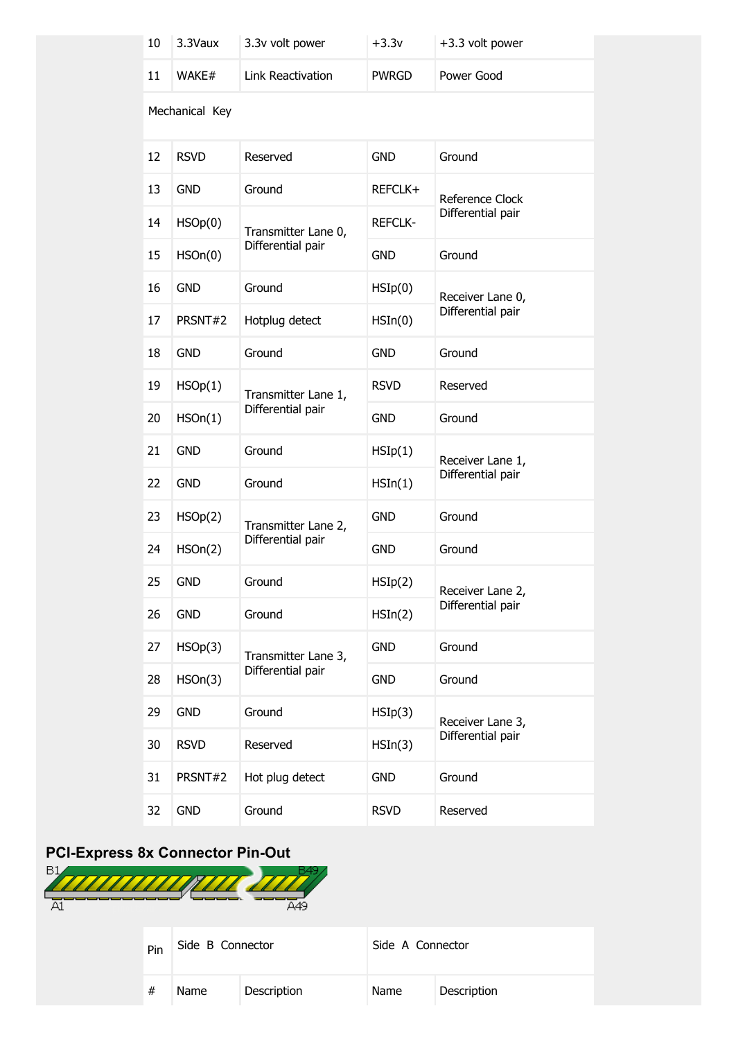| 10 | 3.3Vaux | 3.3v volt power | +3.3v | +3.3 volt power |
|---|---|---|---|---|
| 11 | WAKE# | Link Reactivation | PWRGD | Power Good |
| Mechanical Key | | | | |
| 12 | RSVD | Reserved | GND | Ground |
| 13 | GND | Ground | REFCLK+ | Reference Clock Differential pair |
| 14 | HSOp(0) | Transmitter Lane 0, Differential pair | REFCLK- | |
| 15 | HSOn(0) | | GND | Ground |
| 16 | GND | Ground | HSIp(0) | Receiver Lane 0, Differential pair |
| 17 | PRSNT#2 | Hotplug detect | HSIn(0) | |
| 18 | GND | Ground | GND | Ground |
| 19 | HSOp(1) | Transmitter Lane 1, Differential pair | RSVD | Reserved |
| 20 | HSOn(1) | | GND | Ground |
| 21 | GND | Ground | HSIp(1) | Receiver Lane 1, Differential pair |
| 22 | GND | Ground | HSIn(1) | |
| 23 | HSOp(2) | Transmitter Lane 2, Differential pair | GND | Ground |
| 24 | HSOn(2) | | GND | Ground |
| 25 | GND | Ground | HSIp(2) | Receiver Lane 2, Differential pair |
| 26 | GND | Ground | HSIn(2) | |
| 27 | HSOp(3) | Transmitter Lane 3, Differential pair | GND | Ground |
| 28 | HSOn(3) | | GND | Ground |
| 29 | GND | Ground | HSIp(3) | Receiver Lane 3, Differential pair |
| 30 | RSVD | Reserved | HSIn(3) | |
| 31 | PRSNT#2 | Hot plug detect | GND | Ground |
| 32 | GND | Ground | RSVD | Reserved |

## PCI-Express 8x Connector Pin-Out

B1 B49

A1 A49

| Pin | Side B Connector | | Side A Connector | |
|---|---|---|---|---|
| # | Name | Description | Name | Description |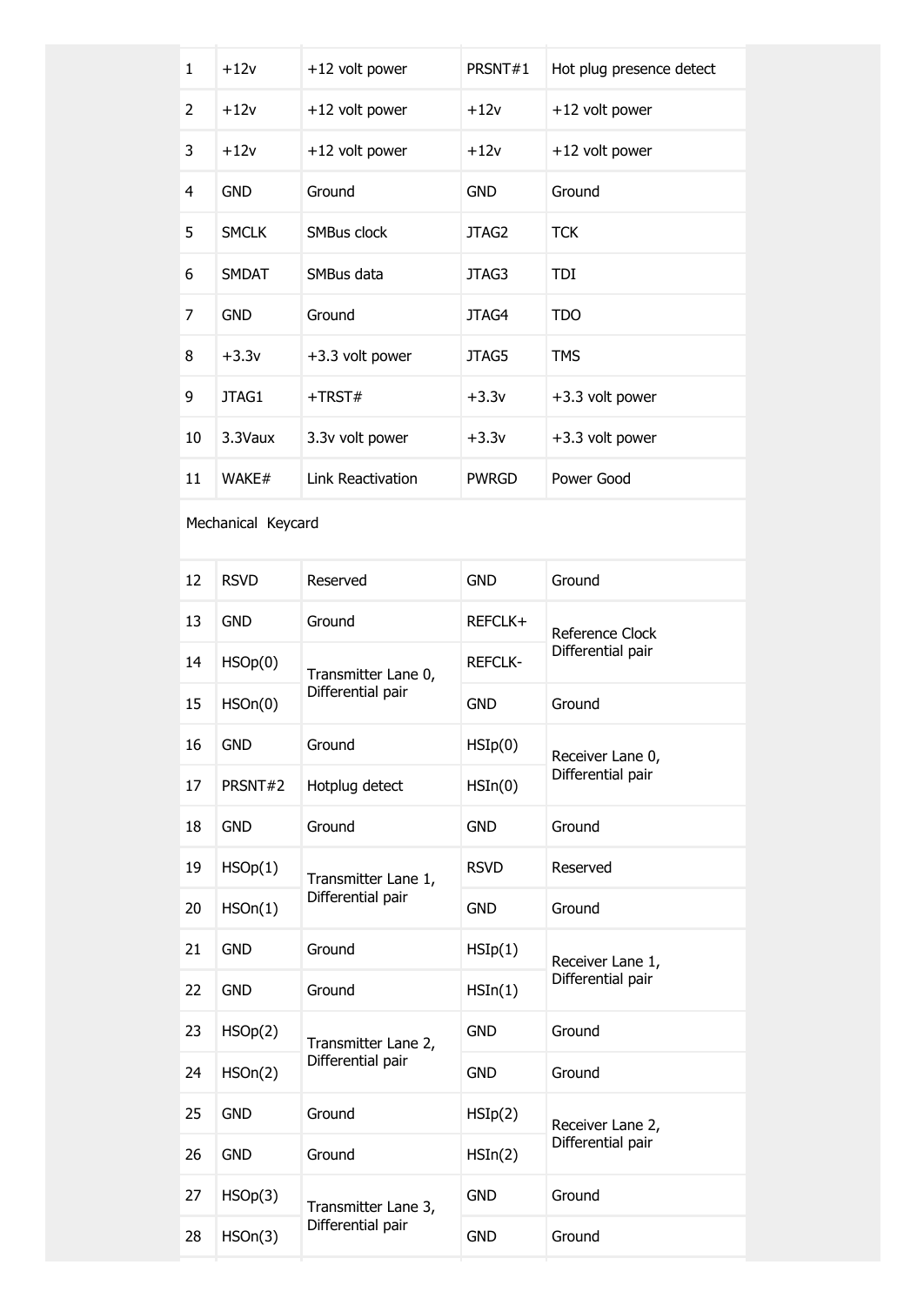| 1 | +12v | +12 volt power | PRSNT#1 | Hot plug presence detect |
|---|---|---|---|---|
| 2 | +12v | +12 volt power | +12v | +12 volt power |
| 3 | +12v | +12 volt power | +12v | +12 volt power |
| 4 | GND | Ground | GND | Ground |
| 5 | SMCLK | SMBus clock | JTAG2 | TCK |
| 6 | SMDAT | SMBus data | JTAG3 | TDI |
| 7 | GND | Ground | JTAG4 | TDO |
| 8 | +3.3v | +3.3 volt power | JTAG5 | TMS |
| 9 | JTAG1 | +TRST# | +3.3v | +3.3 volt power |
| 10 | 3.3Vaux | 3.3v volt power | +3.3v | +3.3 volt power |
| 11 | WAKE# | Link Reactivation | PWRGD | Power Good |
| Mechanical Keycard | | | | |
| 12 | RSVD | Reserved | GND | Ground |
| 13 | GND | Ground | REFCLK+ | Reference Clock Differential pair |
| 14 | HSOp(0) | Transmitter Lane 0, Differential pair | REFCLK- | |
| 15 | HSOn(0) | | GND | Ground |
| 16 | GND | Ground | HSIp(0) | Receiver Lane 0, Differential pair |
| 17 | PRSNT#2 | Hotplug detect | HSIn(0) | |
| 18 | GND | Ground | GND | Ground |
| 19 | HSOp(1) | Transmitter Lane 1, Differential pair | RSVD | Reserved |
| 20 | HSOn(1) | | GND | Ground |
| 21 | GND | Ground | HSIp(1) | Receiver Lane 1, Differential pair |
| 22 | GND | Ground | HSIn(1) | |
| 23 | HSOp(2) | Transmitter Lane 2, Differential pair | GND | Ground |
| 24 | HSOn(2) | | GND | Ground |
| 25 | GND | Ground | HSIp(2) | Receiver Lane 2, Differential pair |
| 26 | GND | Ground | HSIn(2) | |
| 27 | HSOp(3) | Transmitter Lane 3, Differential pair | GND | Ground |
| 28 | HSOn(3) | | GND | Ground |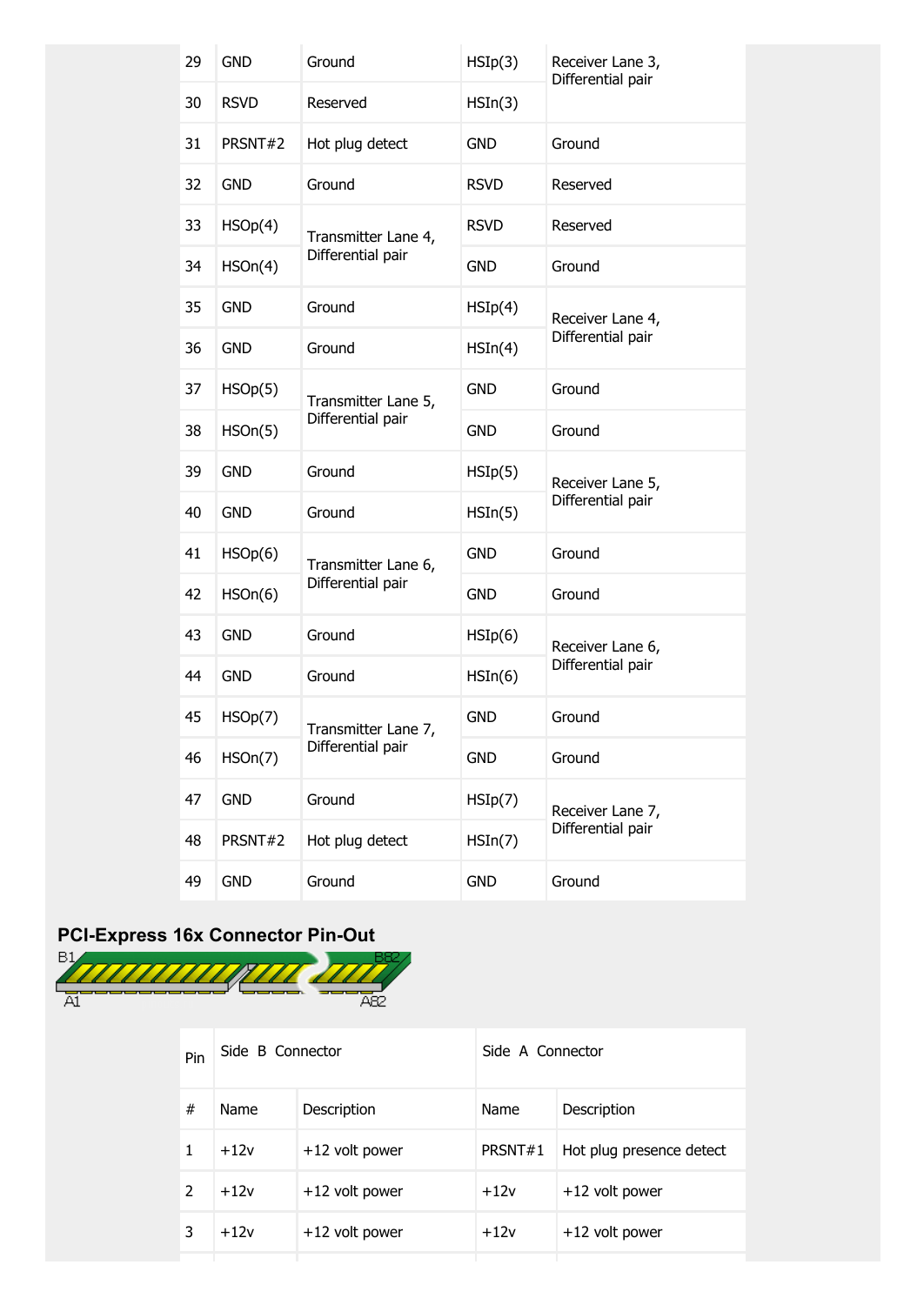| 29 | GND | Ground | HSIp(3) | Receiver Lane 3, Differential pair |
|---|---|---|---|---|
| 30 | RSVD | Reserved | HSIn(3) | |
| 31 | PRSNT#2 | Hot plug detect | GND | Ground |
| 32 | GND | Ground | RSVD | Reserved |
| 33 | HSOp(4) | Transmitter Lane 4, Differential pair | RSVD | Reserved |
| 34 | HSOn(4) | | GND | Ground |
| 35 | GND | Ground | HSIp(4) | Receiver Lane 4, Differential pair |
| 36 | GND | Ground | HSIn(4) | |
| 37 | HSOp(5) | Transmitter Lane 5, Differential pair | GND | Ground |
| 38 | HSOn(5) | | GND | Ground |
| 39 | GND | Ground | HSIp(5) | Receiver Lane 5, Differential pair |
| 40 | GND | Ground | HSIn(5) | |
| 41 | HSOp(6) | Transmitter Lane 6, Differential pair | GND | Ground |
| 42 | HSOn(6) | | GND | Ground |
| 43 | GND | Ground | HSIp(6) | Receiver Lane 6, Differential pair |
| 44 | GND | Ground | HSIn(6) | |
| 45 | HSOp(7) | Transmitter Lane 7, Differential pair | GND | Ground |
| 46 | HSOn(7) | | GND | Ground |
| 47 | GND | Ground | HSIp(7) | Receiver Lane 7, Differential pair |
| 48 | PRSNT#2 | Hot plug detect | HSIn(7) | |
| 49 | GND | Ground | GND | Ground |

### PCI-Express 16x Connector Pin-Out

B1 B82

A1 A82

| Pin | Side B Connector | | Side A Connector | |
|---|---|---|---|---|
| # | Name | Description | Name | Description |
| 1 | +12v | +12 volt power | PRSNT#1 | Hot plug presence detect |
| 2 | +12v | +12 volt power | +12v | +12 volt power |
| 3 | +12v | +12 volt power | +12v | +12 volt power |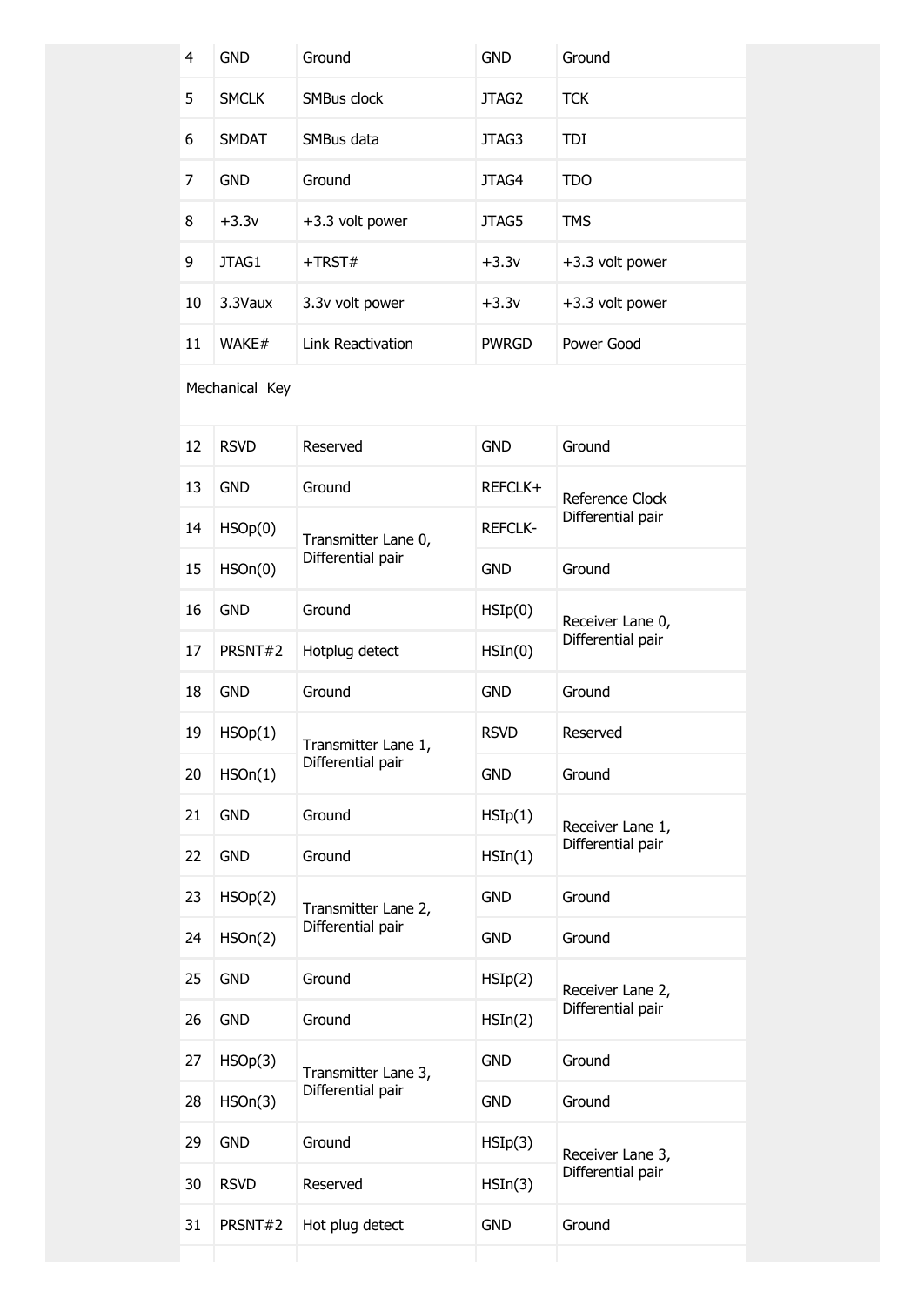| 4 | GND | Ground | GND | Ground |
|---|---|---|---|---|
| 5 | SMCLK | SMBus clock | JTAG2 | TCK |
| 6 | SMDAT | SMBus data | JTAG3 | TDI |
| 7 | GND | Ground | JTAG4 | TDO |
| 8 | +3.3v | +3.3 volt power | JTAG5 | TMS |
| 9 | JTAG1 | +TRST# | +3.3v | +3.3 volt power |
| 10 | 3.3Vaux | 3.3v volt power | +3.3v | +3.3 volt power |
| 11 | WAKE# | Link Reactivation | PWRGD | Power Good |
| Mechanical Key | | | | |
| 12 | RSVD | Reserved | GND | Ground |
| 13 | GND | Ground | REFCLK+ | Reference Clock Differential pair |
| 14 | HSOp(0) | Transmitter Lane 0, Differential pair | REFCLK- | |
| 15 | HSOn(0) | | GND | Ground |
| 16 | GND | Ground | HSIp(0) | Receiver Lane 0, Differential pair |
| 17 | PRSNT#2 | Hotplug detect | HSIn(0) | |
| 18 | GND | Ground | GND | Ground |
| 19 | HSOp(1) | Transmitter Lane 1, Differential pair | RSVD | Reserved |
| 20 | HSOn(1) | | GND | Ground |
| 21 | GND | Ground | HSIp(1) | Receiver Lane 1, Differential pair |
| 22 | GND | Ground | HSIn(1) | |
| 23 | HSOp(2) | Transmitter Lane 2, Differential pair | GND | Ground |
| 24 | HSOn(2) | | GND | Ground |
| 25 | GND | Ground | HSIp(2) | Receiver Lane 2, Differential pair |
| 26 | GND | Ground | HSIn(2) | |
| 27 | HSOp(3) | Transmitter Lane 3, Differential pair | GND | Ground |
| 28 | HSOn(3) | | GND | Ground |
| 29 | GND | Ground | HSIp(3) | Receiver Lane 3, Differential pair |
| 30 | RSVD | Reserved | HSIn(3) | |
| 31 | PRSNT#2 | Hot plug detect | GND | Ground |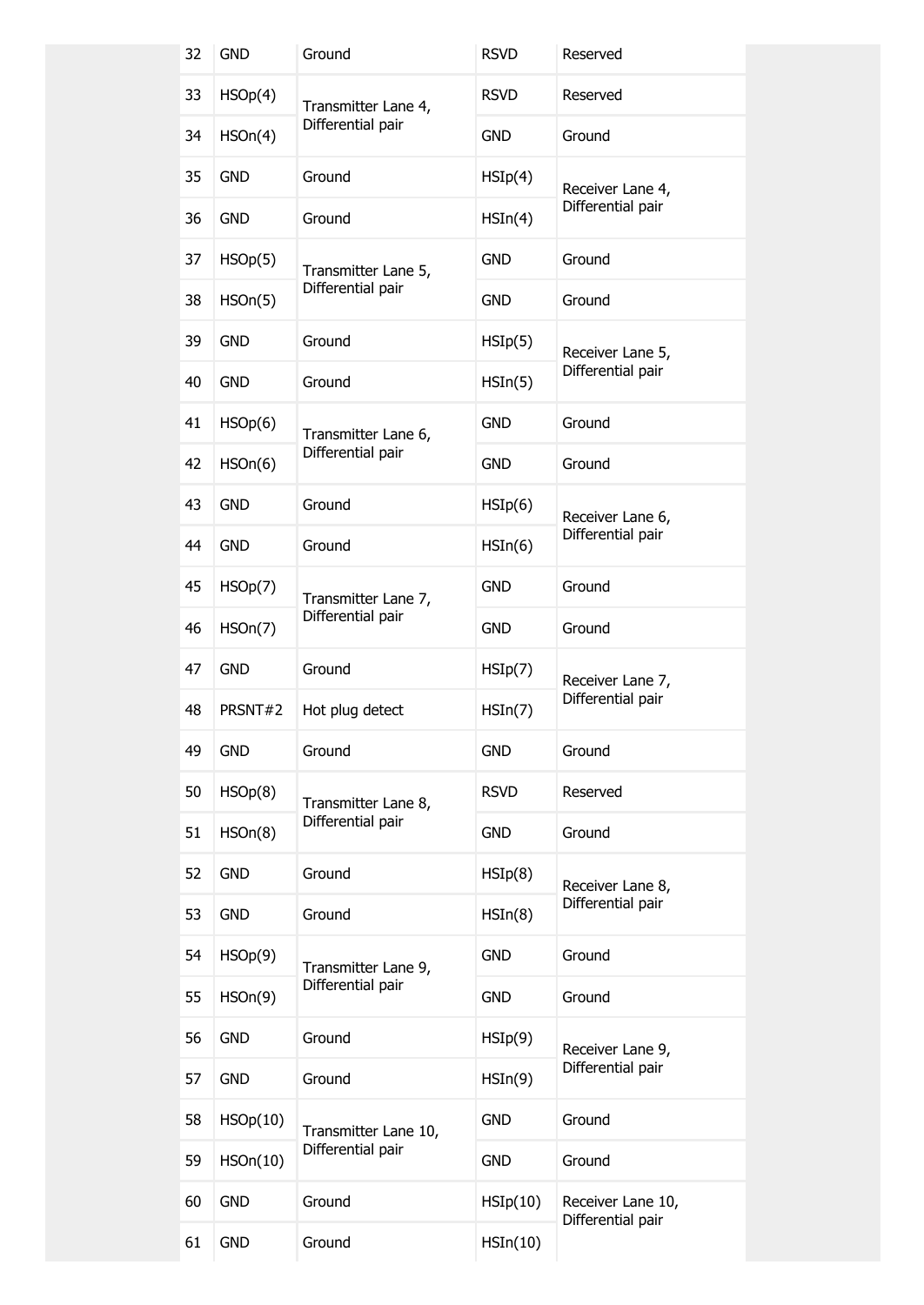| 32 | GND | Ground | RSVD | Reserved |
|---|---|---|---|---|
| 33 | HSOp(4) | Transmitter Lane 4, Differential pair | RSVD | Reserved |
| 34 | HSOn(4) | | GND | Ground |
| 35 | GND | Ground | HSIp(4) | Receiver Lane 4, Differential pair |
| 36 | GND | Ground | HSIn(4) | |
| 37 | HSOp(5) | Transmitter Lane 5, Differential pair | GND | Ground |
| 38 | HSOn(5) | | GND | Ground |
| 39 | GND | Ground | HSIp(5) | Receiver Lane 5, Differential pair |
| 40 | GND | Ground | HSIn(5) | |
| 41 | HSOp(6) | Transmitter Lane 6, Differential pair | GND | Ground |
| 42 | HSOn(6) | | GND | Ground |
| 43 | GND | Ground | HSIp(6) | Receiver Lane 6, Differential pair |
| 44 | GND | Ground | HSIn(6) | |
| 45 | HSOp(7) | Transmitter Lane 7, Differential pair | GND | Ground |
| 46 | HSOn(7) | | GND | Ground |
| 47 | GND | Ground | HSIp(7) | Receiver Lane 7, Differential pair |
| 48 | PRSNT#2 | Hot plug detect | HSIn(7) | |
| 49 | GND | Ground | GND | Ground |
| 50 | HSOp(8) | Transmitter Lane 8, Differential pair | RSVD | Reserved |
| 51 | HSOn(8) | | GND | Ground |
| 52 | GND | Ground | HSIp(8) | Receiver Lane 8, Differential pair |
| 53 | GND | Ground | HSIn(8) | |
| 54 | HSOp(9) | Transmitter Lane 9, Differential pair | GND | Ground |
| 55 | HSOn(9) | | GND | Ground |
| 56 | GND | Ground | HSIp(9) | Receiver Lane 9, Differential pair |
| 57 | GND | Ground | HSIn(9) | |
| 58 | HSOp(10) | Transmitter Lane 10, Differential pair | GND | Ground |
| 59 | HSOn(10) | | GND | Ground |
| 60 | GND | Ground | HSIp(10) | Receiver Lane 10, Differential pair |
| 61 | GND | Ground | HSIn(10) | |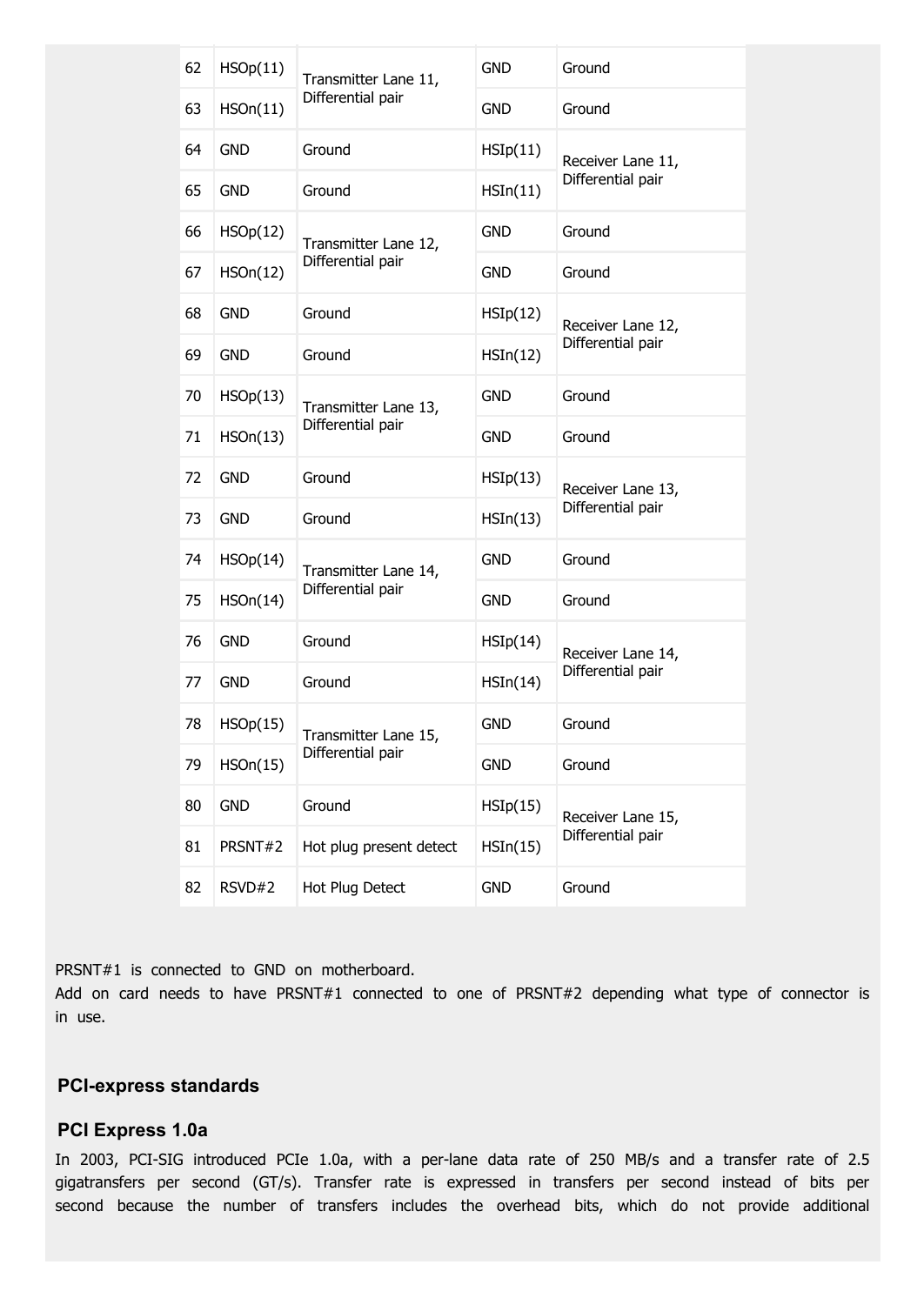| 62 | HSOp(11) | Transmitter Lane 11, Differential pair | GND | Ground |
|---|---|---|---|---|
| 63 | HSOn(11) | | GND | Ground |
| 64 | GND | Ground | HSIp(11) | Receiver Lane 11, Differential pair |
| 65 | GND | Ground | HSIn(11) | |
| 66 | HSOp(12) | Transmitter Lane 12, Differential pair | GND | Ground |
| 67 | HSOn(12) | | GND | Ground |
| 68 | GND | Ground | HSIp(12) | Receiver Lane 12, Differential pair |
| 69 | GND | Ground | HSIn(12) | |
| 70 | HSOp(13) | Transmitter Lane 13, Differential pair | GND | Ground |
| 71 | HSOn(13) | | GND | Ground |
| 72 | GND | Ground | HSIp(13) | Receiver Lane 13, Differential pair |
| 73 | GND | Ground | HSIn(13) | |
| 74 | HSOp(14) | Transmitter Lane 14, Differential pair | GND | Ground |
| 75 | HSOn(14) | | GND | Ground |
| 76 | GND | Ground | HSIp(14) | Receiver Lane 14, Differential pair |
| 77 | GND | Ground | HSIn(14) | |
| 78 | HSOp(15) | Transmitter Lane 15, Differential pair | GND | Ground |
| 79 | HSOn(15) | | GND | Ground |
| 80 | GND | Ground | HSIp(15) | Receiver Lane 15, Differential pair |
| 81 | PRSNT#2 | Hot plug present detect | HSIn(15) | |
| 82 | RSVD#2 | Hot Plug Detect | GND | Ground |

PRSNT#1 is connected to GND on motherboard.
Add on card needs to have PRSNT#1 connected to one of PRSNT#2 depending what type of connector is in use.

## PCI-express standards

### PCI Express 1.0a

In 2003, PCI-SIG introduced PCIe 1.0a, with a per-lane data rate of 250 MB/s and a transfer rate of 2.5 gigatransfers per second (GT/s). Transfer rate is expressed in transfers per second instead of bits per second because the number of transfers includes the overhead bits, which do not provide additional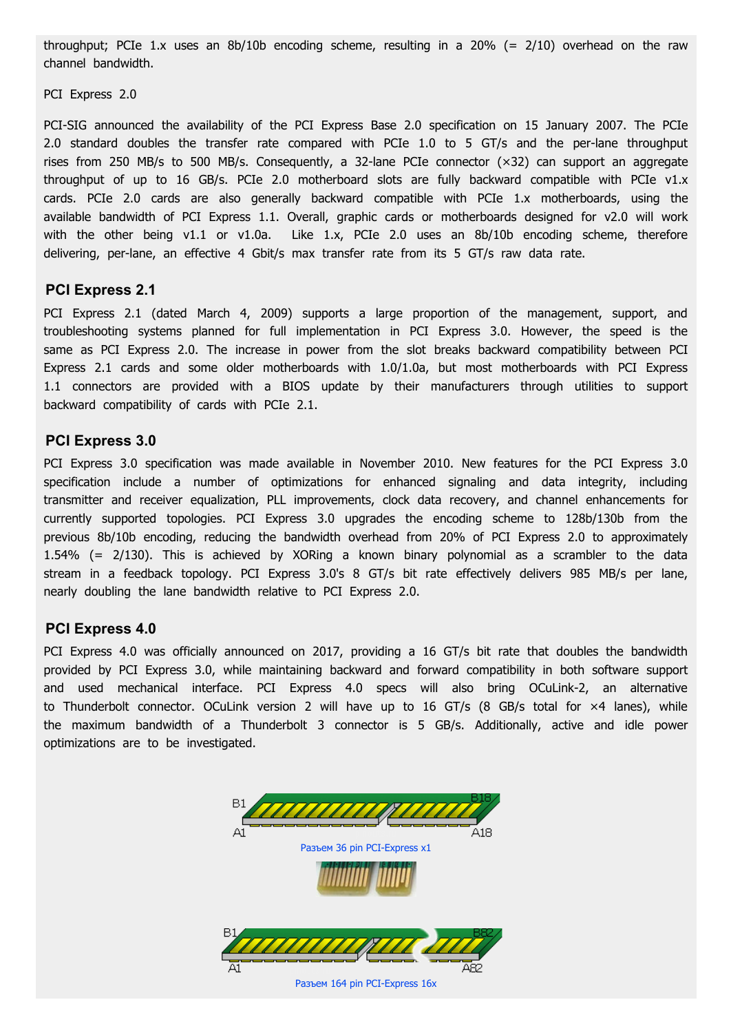throughput; PCIe 1.x uses an 8b/10b encoding scheme, resulting in a 20% (= 2/10) overhead on the raw channel bandwidth.

PCI Express 2.0

PCI-SIG announced the availability of the PCI Express Base 2.0 specification on 15 January 2007. The PCIe 2.0 standard doubles the transfer rate compared with PCIe 1.0 to 5 GT/s and the per-lane throughput rises from 250 MB/s to 500 MB/s. Consequently, a 32-lane PCIe connector (×32) can support an aggregate throughput of up to 16 GB/s. PCIe 2.0 motherboard slots are fully backward compatible with PCIe v1.x cards. PCIe 2.0 cards are also generally backward compatible with PCIe 1.x motherboards, using the available bandwidth of PCI Express 1.1. Overall, graphic cards or motherboards designed for v2.0 will work with the other being v1.1 or v1.0a. Like 1.x, PCIe 2.0 uses an 8b/10b encoding scheme, therefore delivering, per-lane, an effective 4 Gbit/s max transfer rate from its 5 GT/s raw data rate.

## PCI Express 2.1

PCI Express 2.1 (dated March 4, 2009) supports a large proportion of the management, support, and troubleshooting systems planned for full implementation in PCI Express 3.0. However, the speed is the same as PCI Express 2.0. The increase in power from the slot breaks backward compatibility between PCI Express 2.1 cards and some older motherboards with 1.0/1.0a, but most motherboards with PCI Express 1.1 connectors are provided with a BIOS update by their manufacturers through utilities to support backward compatibility of cards with PCIe 2.1.

## PCI Express 3.0

PCI Express 3.0 specification was made available in November 2010. New features for the PCI Express 3.0 specification include a number of optimizations for enhanced signaling and data integrity, including transmitter and receiver equalization, PLL improvements, clock data recovery, and channel enhancements for currently supported topologies. PCI Express 3.0 upgrades the encoding scheme to 128b/130b from the previous 8b/10b encoding, reducing the bandwidth overhead from 20% of PCI Express 2.0 to approximately 1.54% (= 2/130). This is achieved by XORing a known binary polynomial as a scrambler to the data stream in a feedback topology. PCI Express 3.0's 8 GT/s bit rate effectively delivers 985 MB/s per lane, nearly doubling the lane bandwidth relative to PCI Express 2.0.

## PCI Express 4.0

PCI Express 4.0 was officially announced on 2017, providing a 16 GT/s bit rate that doubles the bandwidth provided by PCI Express 3.0, while maintaining backward and forward compatibility in both software support and used mechanical interface. PCI Express 4.0 specs will also bring OCuLink-2, an alternative to Thunderbolt connector. OCuLink version 2 will have up to 16 GT/s (8 GB/s total for ×4 lanes), while the maximum bandwidth of a Thunderbolt 3 connector is 5 GB/s. Additionally, active and idle power optimizations are to be investigated.

Разъем 36 pin PCI-Express x1

Разъем 164 pin PCI-Express 16x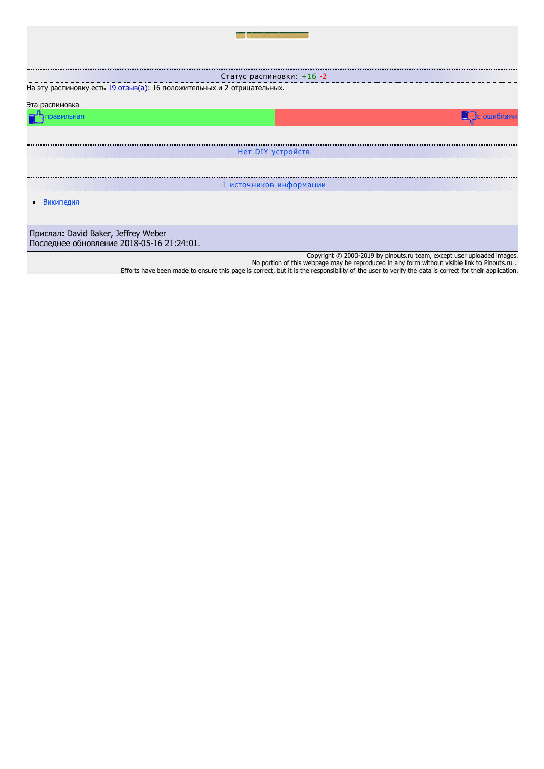Статус распиновки: +16 -2

На эту распиновку есть 19 отзыв(а): 16 положительных и 2 отрицательных.

Эта распиновка

правильная

с ошибками

Нет DIY устройств

1 источников информации

- Википедия

Прислал: David Baker, Jeffrey Weber
Последнее обновление 2018-05-16 21:24:01.

Copyright © 2000-2019 by pinouts.ru team, except user uploaded images.
No portion of this webpage may be reproduced in any form without visible link to Pinouts.ru .
Efforts have been made to ensure this page is correct, but it is the responsibility of the user to verify the data is correct for their application.